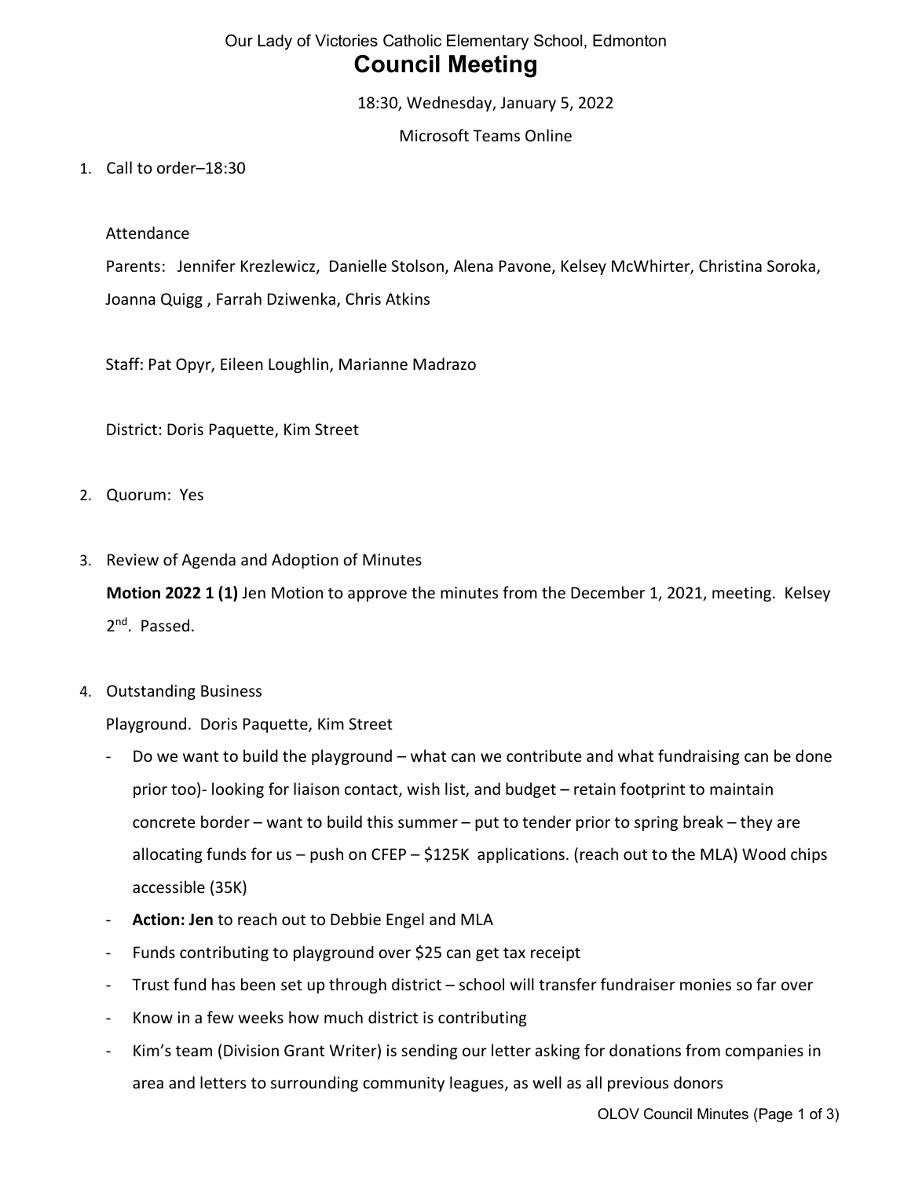Our Lady of Victories Catholic Elementary School, Edmonton

# Council Meeting

18:30, Wednesday, January 5, 2022

Microsoft Teams Online

1. Call to order–18:30

   Attendance

   Parents: Jennifer Krezlewicz, Danielle Stolson, Alena Pavone, Kelsey McWhirter, Christina Soroka, Joanna Quigg , Farrah Dziwenka, Chris Atkins

   Staff: Pat Opyr, Eileen Loughlin, Marianne Madrazo

   District: Doris Paquette, Kim Street

2. Quorum: Yes

3. Review of Agenda and Adoption of Minutes

   **Motion 2022 1 (1)** Jen Motion to approve the minutes from the December 1, 2021, meeting. Kelsey 2nd. Passed.

4. Outstanding Business

   Playground. Doris Paquette, Kim Street

   - Do we want to build the playground – what can we contribute and what fundraising can be done prior too)- looking for liaison contact, wish list, and budget – retain footprint to maintain concrete border – want to build this summer – put to tender prior to spring break – they are allocating funds for us – push on CFEP – $125K applications. (reach out to the MLA) Wood chips accessible (35K)
   - **Action: Jen** to reach out to Debbie Engel and MLA
   - Funds contributing to playground over $25 can get tax receipt
   - Trust fund has been set up through district – school will transfer fundraiser monies so far over
   - Know in a few weeks how much district is contributing
   - Kim's team (Division Grant Writer) is sending our letter asking for donations from companies in area and letters to surrounding community leagues, as well as all previous donors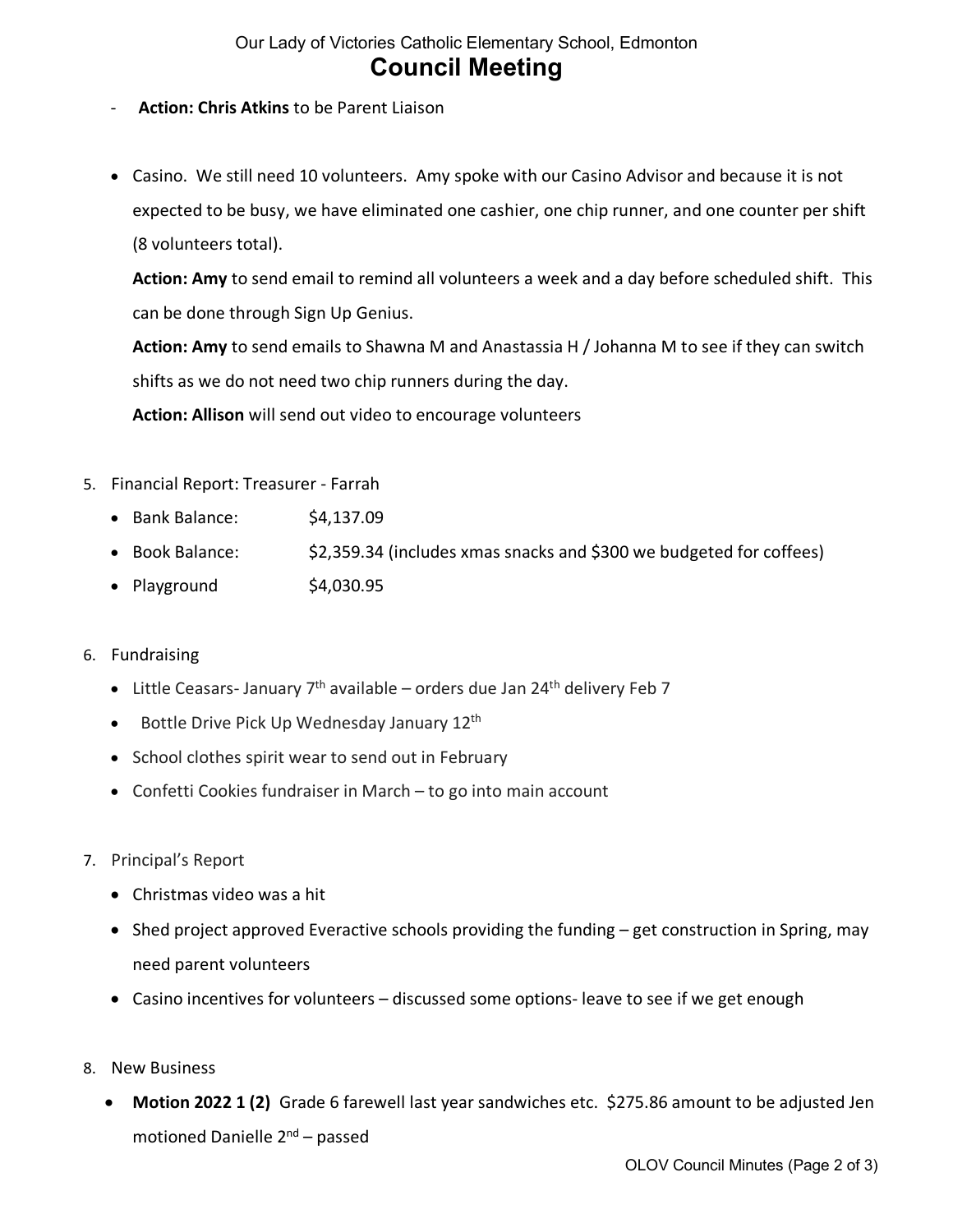- **Action: Chris Atkins** to be Parent Liaison

- Casino. We still need 10 volunteers. Amy spoke with our Casino Advisor and because it is not expected to be busy, we have eliminated one cashier, one chip runner, and one counter per shift (8 volunteers total).

  **Action: Amy** to send email to remind all volunteers a week and a day before scheduled shift. This can be done through Sign Up Genius.

  **Action: Amy** to send emails to Shawna M and Anastassia H / Johanna M to see if they can switch shifts as we do not need two chip runners during the day.

  **Action: Allison** will send out video to encourage volunteers

5. Financial Report: Treasurer - Farrah
   - Bank Balance: $4,137.09
   - Book Balance: $2,359.34 (includes xmas snacks and $300 we budgeted for coffees)
   - Playground $4,030.95

6. Fundraising
   - Little Ceasars- January 7th available – orders due Jan 24th delivery Feb 7
   - Bottle Drive Pick Up Wednesday January 12th
   - School clothes spirit wear to send out in February
   - Confetti Cookies fundraiser in March – to go into main account

7. Principal's Report
   - Christmas video was a hit
   - Shed project approved Everactive schools providing the funding – get construction in Spring, may need parent volunteers
   - Casino incentives for volunteers – discussed some options- leave to see if we get enough

8. New Business
   - **Motion 2022 1 (2)** Grade 6 farewell last year sandwiches etc. $275.86 amount to be adjusted Jen motioned Danielle 2nd – passed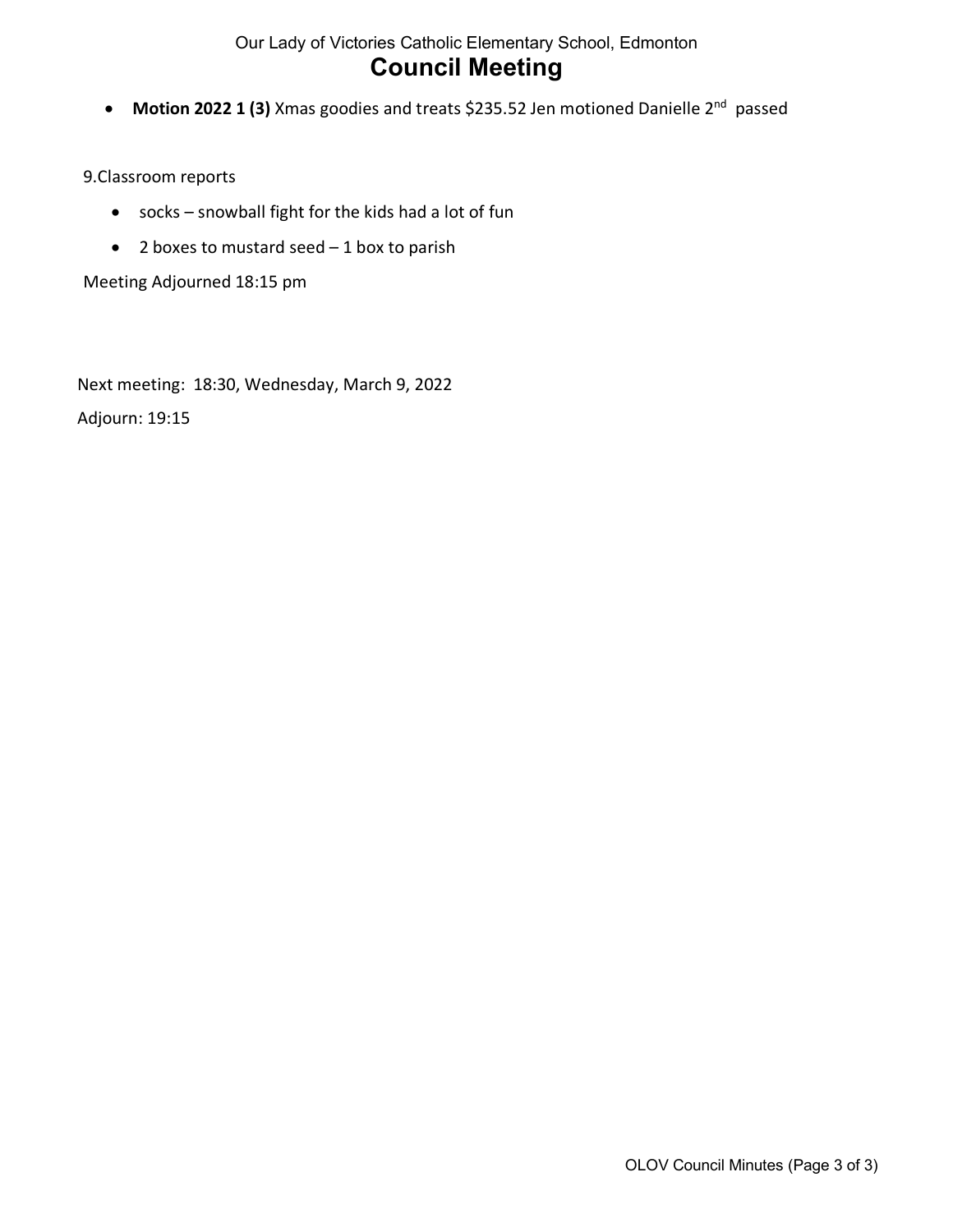- **Motion 2022 1 (3)** Xmas goodies and treats $235.52 Jen motioned Danielle 2nd passed

9.Classroom reports

- socks – snowball fight for the kids had a lot of fun
- 2 boxes to mustard seed – 1 box to parish

Meeting Adjourned 18:15 pm

Next meeting: 18:30, Wednesday, March 9, 2022

Adjourn: 19:15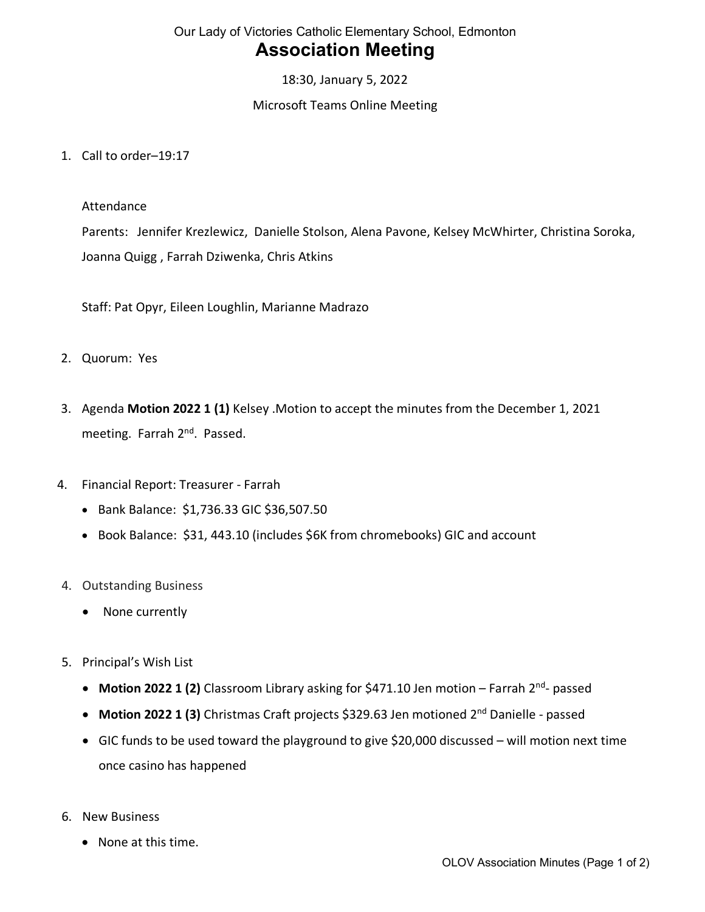Our Lady of Victories Catholic Elementary School, Edmonton

# Association Meeting

18:30, January 5, 2022

Microsoft Teams Online Meeting

1. Call to order–19:17

   Attendance

   Parents: Jennifer Krezlewicz, Danielle Stolson, Alena Pavone, Kelsey McWhirter, Christina Soroka, Joanna Quigg , Farrah Dziwenka, Chris Atkins

   Staff: Pat Opyr, Eileen Loughlin, Marianne Madrazo

2. Quorum: Yes

3. Agenda **Motion 2022 1 (1)** Kelsey .Motion to accept the minutes from the December 1, 2021 meeting. Farrah 2nd. Passed.

4. Financial Report: Treasurer - Farrah
   - Bank Balance: $1,736.33 GIC $36,507.50
   - Book Balance: $31, 443.10 (includes $6K from chromebooks) GIC and account

4. Outstanding Business
   - None currently

5. Principal's Wish List
   - **Motion 2022 1 (2)** Classroom Library asking for $471.10 Jen motion – Farrah 2nd- passed
   - **Motion 2022 1 (3)** Christmas Craft projects $329.63 Jen motioned 2nd Danielle - passed
   - GIC funds to be used toward the playground to give $20,000 discussed – will motion next time once casino has happened

6. New Business
   - None at this time.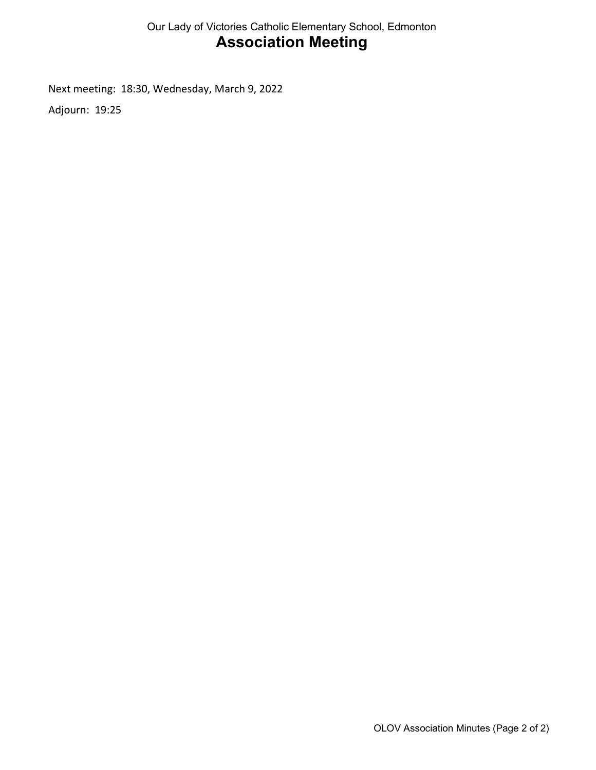Next meeting: 18:30, Wednesday, March 9, 2022

Adjourn: 19:25